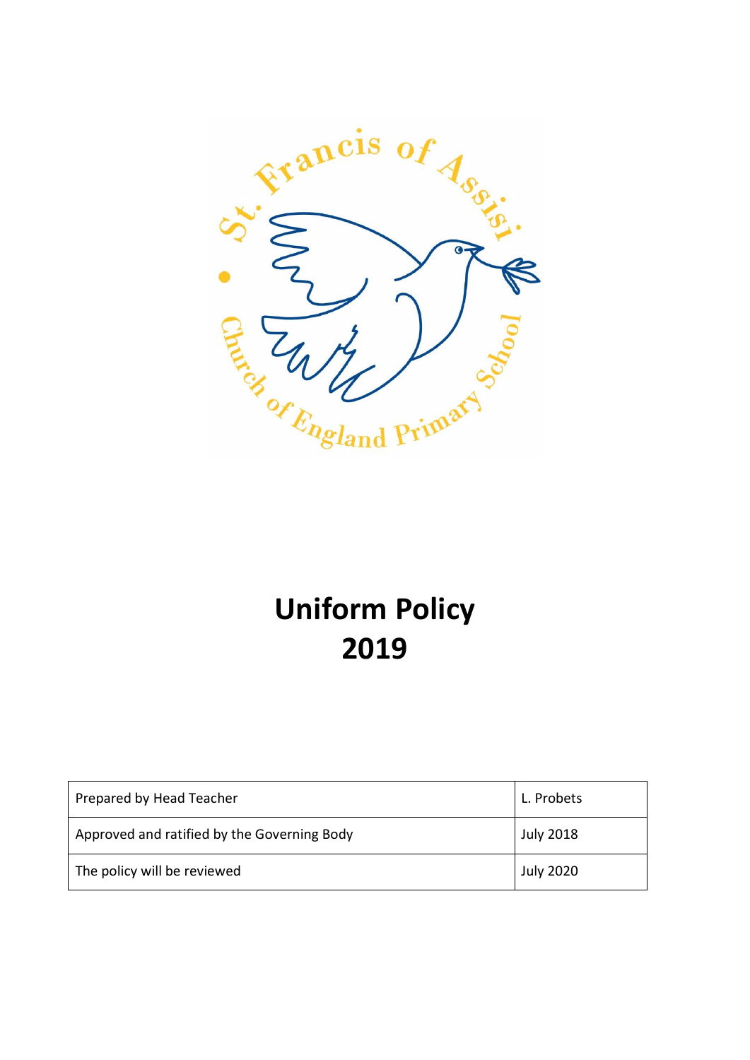# Uniform Policy 2019

| Prepared by Head Teacher | L. Probets |
|---|---|
| Approved and ratified by the Governing Body | July 2018 |
| The policy will be reviewed | July 2020 |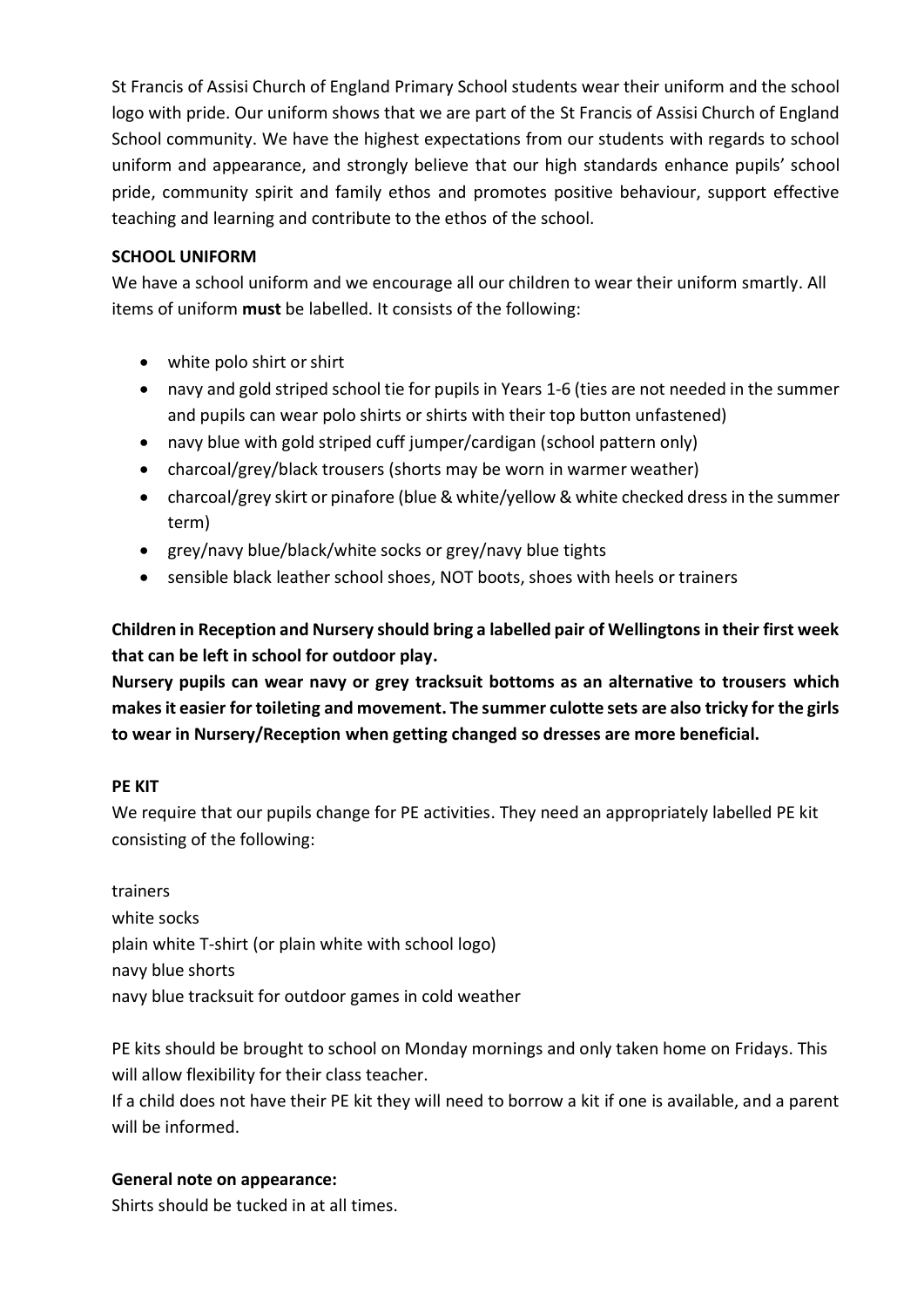St Francis of Assisi Church of England Primary School students wear their uniform and the school logo with pride. Our uniform shows that we are part of the St Francis of Assisi Church of England School community. We have the highest expectations from our students with regards to school uniform and appearance, and strongly believe that our high standards enhance pupils' school pride, community spirit and family ethos and promotes positive behaviour, support effective teaching and learning and contribute to the ethos of the school.

**SCHOOL UNIFORM**

We have a school uniform and we encourage all our children to wear their uniform smartly. All items of uniform **must** be labelled. It consists of the following:

- white polo shirt or shirt
- navy and gold striped school tie for pupils in Years 1-6 (ties are not needed in the summer and pupils can wear polo shirts or shirts with their top button unfastened)
- navy blue with gold striped cuff jumper/cardigan (school pattern only)
- charcoal/grey/black trousers (shorts may be worn in warmer weather)
- charcoal/grey skirt or pinafore (blue & white/yellow & white checked dress in the summer term)
- grey/navy blue/black/white socks or grey/navy blue tights
- sensible black leather school shoes, NOT boots, shoes with heels or trainers

**Children in Reception and Nursery should bring a labelled pair of Wellingtons in their first week that can be left in school for outdoor play.**

**Nursery pupils can wear navy or grey tracksuit bottoms as an alternative to trousers which makes it easier for toileting and movement. The summer culotte sets are also tricky for the girls to wear in Nursery/Reception when getting changed so dresses are more beneficial.**

**PE KIT**

We require that our pupils change for PE activities. They need an appropriately labelled PE kit consisting of the following:

trainers
white socks
plain white T-shirt (or plain white with school logo)
navy blue shorts
navy blue tracksuit for outdoor games in cold weather

PE kits should be brought to school on Monday mornings and only taken home on Fridays. This will allow flexibility for their class teacher.
If a child does not have their PE kit they will need to borrow a kit if one is available, and a parent will be informed.

**General note on appearance:**

Shirts should be tucked in at all times.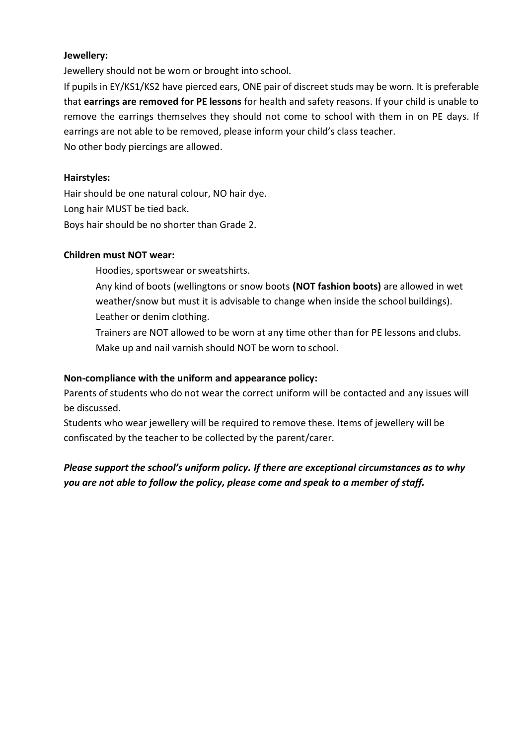**Jewellery:**

Jewellery should not be worn or brought into school.

If pupils in EY/KS1/KS2 have pierced ears, ONE pair of discreet studs may be worn. It is preferable that **earrings are removed for PE lessons** for health and safety reasons. If your child is unable to remove the earrings themselves they should not come to school with them in on PE days. If earrings are not able to be removed, please inform your child's class teacher.

No other body piercings are allowed.

**Hairstyles:**

Hair should be one natural colour, NO hair dye.

Long hair MUST be tied back.

Boys hair should be no shorter than Grade 2.

**Children must NOT wear:**

Hoodies, sportswear or sweatshirts.

Any kind of boots (wellingtons or snow boots **(NOT fashion boots)** are allowed in wet weather/snow but must it is advisable to change when inside the school buildings).

Leather or denim clothing.

Trainers are NOT allowed to be worn at any time other than for PE lessons and clubs.

Make up and nail varnish should NOT be worn to school.

**Non-compliance with the uniform and appearance policy:**

Parents of students who do not wear the correct uniform will be contacted and any issues will be discussed.

Students who wear jewellery will be required to remove these. Items of jewellery will be confiscated by the teacher to be collected by the parent/carer.

***Please support the school's uniform policy. If there are exceptional circumstances as to why you are not able to follow the policy, please come and speak to a member of staff.***